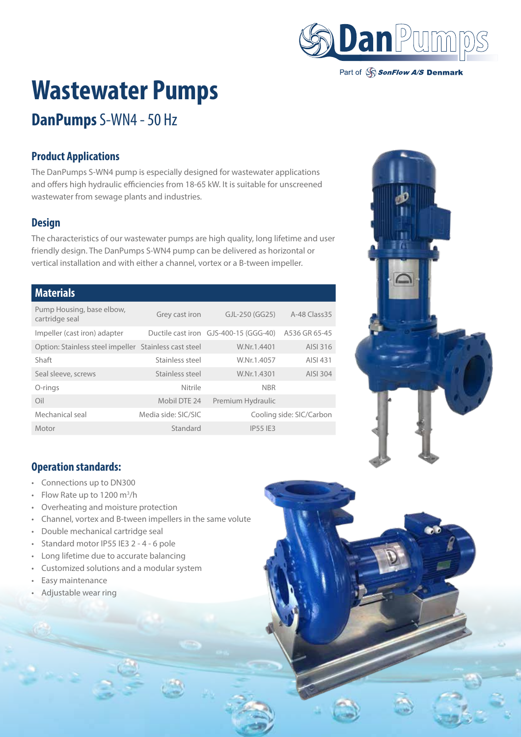# Wastewater Pumps

## DanPumps S-WN4 - 50 Hz

### Product Applications

The DanPumps S-WN4 pump is especially designed for wastewater applications and offers high hydraulic efficiencies from 18-65 kW. It is suitable for unscreened wastewater from sewage plants and industries.

### Design

The characteristics of our wastewater pumps are high quality, long lifetime and user friendly design. The DanPumps S-WN4 pump can be delivered as horizontal or vertical installation and with either a channel, vortex or a B-tween impeller.

### Materials

| | | | |
|---|---|---|---|
| Pump Housing, base elbow, cartridge seal | Grey cast iron | GJL-250 (GG25) | A-48 Class35 |
| Impeller (cast iron) adapter | Ductile cast iron | GJS-400-15 (GGG-40) | A536 GR 65-45 |
| Option: Stainless steel impeller | Stainless cast steel | W.Nr.1.4401 | AISI 316 |
| Shaft | Stainless steel | W.Nr.1.4057 | AISI 431 |
| Seal sleeve, screws | Stainless steel | W.Nr.1.4301 | AISI 304 |
| O-rings | Nitrile | NBR | |
| Oil | Mobil DTE 24 | Premium Hydraulic | |
| Mechanical seal | Media side: SIC/SIC | Cooling side: SIC/Carbon | |
| Motor | Standard | IP55 IE3 | |

### Operation standards:

- Connections up to DN300
- Flow Rate up to 1200 m$^3$/h
- Overheating and moisture protection
- Channel, vortex and B-tween impellers in the same volute
- Double mechanical cartridge seal
- Standard motor IP55 IE3 2 - 4 - 6 pole
- Long lifetime due to accurate balancing
- Customized solutions and a modular system
- Easy maintenance
- Adjustable wear ring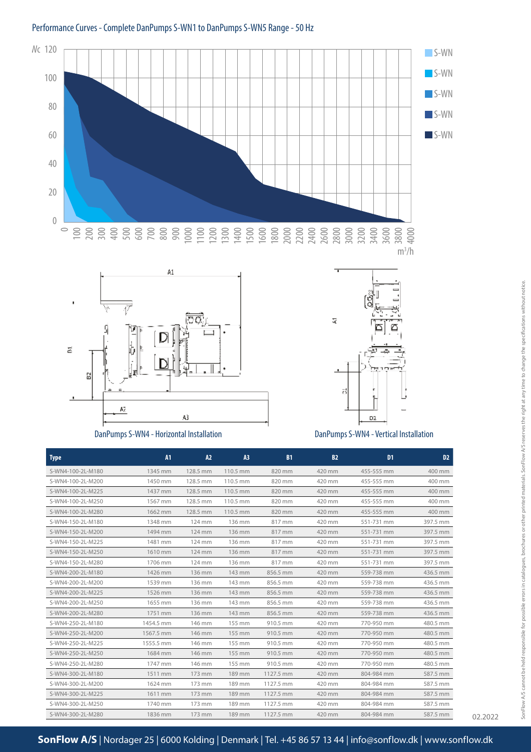## Performance Curves - Complete DanPumps S-WN1 to DanPumps S-WN5 Range - 50 Hz

Nc 120
100
80
60
40
20
0

0 100 200 300 400 500 600 700 800 900 1000 1100 1200 1300 1400 1500 1600 1800 2000 2200 2400 2600 2800 3000 3200 3400 3600 3800 4000

m³/h

S-WN
S-WN
S-WN
S-WN
S-WN

A1
B1
B2
A2
A3

DanPumps S-WN4 - Horizontal Installation

A1
D1
D2

DanPumps S-WN4 - Vertical Installation

| Type | A1 | A2 | A3 | B1 | B2 | D1 | D2 |
|---|---|---|---|---|---|---|---|
| S-WN4-100-2L-M180 | 1345 mm | 128.5 mm | 110.5 mm | 820 mm | 420 mm | 455-555 mm | 400 mm |
| S-WN4-100-2L-M200 | 1450 mm | 128.5 mm | 110.5 mm | 820 mm | 420 mm | 455-555 mm | 400 mm |
| S-WN4-100-2L-M225 | 1437 mm | 128.5 mm | 110.5 mm | 820 mm | 420 mm | 455-555 mm | 400 mm |
| S-WN4-100-2L-M250 | 1567 mm | 128.5 mm | 110.5 mm | 820 mm | 420 mm | 455-555 mm | 400 mm |
| S-WN4-100-2L-M280 | 1662 mm | 128.5 mm | 110.5 mm | 820 mm | 420 mm | 455-555 mm | 400 mm |
| S-WN4-150-2L-M180 | 1348 mm | 124 mm | 136 mm | 817 mm | 420 mm | 551-731 mm | 397.5 mm |
| S-WN4-150-2L-M200 | 1494 mm | 124 mm | 136 mm | 817 mm | 420 mm | 551-731 mm | 397.5 mm |
| S-WN4-150-2L-M225 | 1481 mm | 124 mm | 136 mm | 817 mm | 420 mm | 551-731 mm | 397.5 mm |
| S-WN4-150-2L-M250 | 1610 mm | 124 mm | 136 mm | 817 mm | 420 mm | 551-731 mm | 397.5 mm |
| S-WN4-150-2L-M280 | 1706 mm | 124 mm | 136 mm | 817 mm | 420 mm | 551-731 mm | 397.5 mm |
| S-WN4-200-2L-M180 | 1426 mm | 136 mm | 143 mm | 856.5 mm | 420 mm | 559-738 mm | 436.5 mm |
| S-WN4-200-2L-M200 | 1539 mm | 136 mm | 143 mm | 856.5 mm | 420 mm | 559-738 mm | 436.5 mm |
| S-WN4-200-2L-M225 | 1526 mm | 136 mm | 143 mm | 856.5 mm | 420 mm | 559-738 mm | 436.5 mm |
| S-WN4-200-2L-M250 | 1655 mm | 136 mm | 143 mm | 856.5 mm | 420 mm | 559-738 mm | 436.5 mm |
| S-WN4-200-2L-M280 | 1751 mm | 136 mm | 143 mm | 856.5 mm | 420 mm | 559-738 mm | 436.5 mm |
| S-WN4-250-2L-M180 | 1454.5 mm | 146 mm | 155 mm | 910.5 mm | 420 mm | 770-950 mm | 480.5 mm |
| S-WN4-250-2L-M200 | 1567.5 mm | 146 mm | 155 mm | 910.5 mm | 420 mm | 770-950 mm | 480.5 mm |
| S-WN4-250-2L-M225 | 1555.5 mm | 146 mm | 155 mm | 910.5 mm | 420 mm | 770-950 mm | 480.5 mm |
| S-WN4-250-2L-M250 | 1684 mm | 146 mm | 155 mm | 910.5 mm | 420 mm | 770-950 mm | 480.5 mm |
| S-WN4-250-2L-M280 | 1747 mm | 146 mm | 155 mm | 910.5 mm | 420 mm | 770-950 mm | 480.5 mm |
| S-WN4-300-2L-M180 | 1511 mm | 173 mm | 189 mm | 1127.5 mm | 420 mm | 804-984 mm | 587.5 mm |
| S-WN4-300-2L-M200 | 1624 mm | 173 mm | 189 mm | 1127.5 mm | 420 mm | 804-984 mm | 587.5 mm |
| S-WN4-300-2L-M225 | 1611 mm | 173 mm | 189 mm | 1127.5 mm | 420 mm | 804-984 mm | 587.5 mm |
| S-WN4-300-2L-M250 | 1740 mm | 173 mm | 189 mm | 1127.5 mm | 420 mm | 804-984 mm | 587.5 mm |
| S-WN4-300-2L-M280 | 1836 mm | 173 mm | 189 mm | 1127.5 mm | 420 mm | 804-984 mm | 587.5 mm |

02.2022

SonFlow A/S cannot be held responsible for possible errors in catalogues, brochures or other printed materials. SonFlow A/S reserves the right at any time to change the specifications without notice.

**SonFlow A/S** | Nordager 25 | 6000 Kolding | Denmark | Tel. +45 86 57 13 44 | info@sonflow.dk | www.sonflow.dk